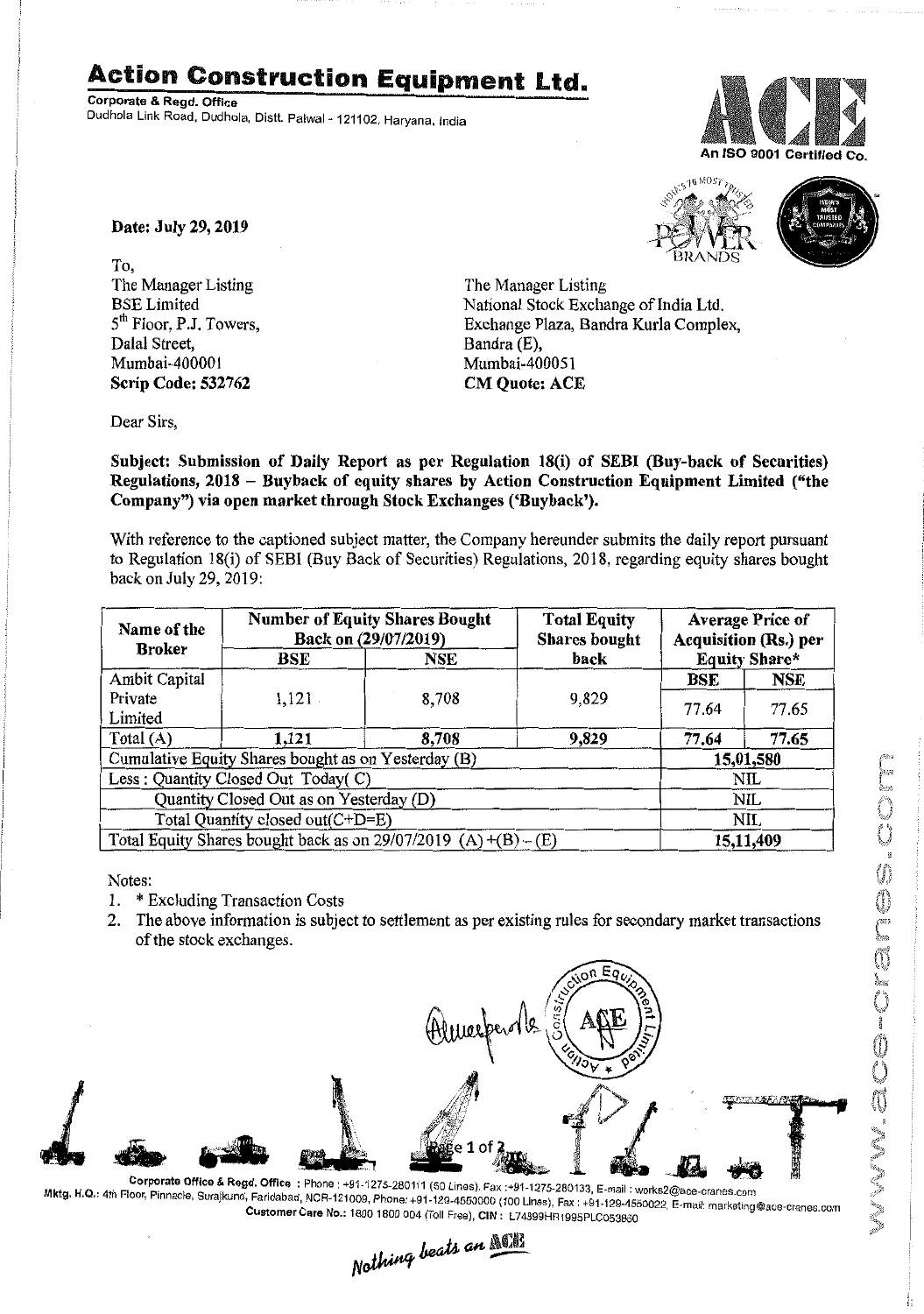# Action Construction Equipment Ltd.

**Corporate & Regd. Office**
Dudhola Link Road, Dudhola, Distt. Palwal - 121102, Haryana, India

An ISO 9001 Certified Co.

**Date: July 29, 2019**

To,
The Manager Listing
BSE Limited
5th Floor, P.J. Towers,
Dalal Street,
Mumbai-400001
**Scrip Code: 532762**

The Manager Listing
National Stock Exchange of India Ltd.
Exchange Plaza, Bandra Kurla Complex,
Bandra (E),
Mumbai-400051
**CM Quote: ACE**

Dear Sirs,

**Subject: Submission of Daily Report as per Regulation 18(i) of SEBI (Buy-back of Securities) Regulations, 2018 – Buyback of equity shares by Action Construction Equipment Limited ("the Company") via open market through Stock Exchanges ('Buyback').**

With reference to the captioned subject matter, the Company hereunder submits the daily report pursuant to Regulation 18(i) of SEBI (Buy Back of Securities) Regulations, 2018, regarding equity shares bought back on July 29, 2019:

| Name of the Broker | Number of Equity Shares Bought Back on (29/07/2019) | | Total Equity Shares bought back | Average Price of Acquisition (Rs.) per Equity Share* | |
|---|---|---|---|---|---|
| | BSE | NSE | | BSE | NSE |
| Ambit Capital Private Limited | 1,121 | 8,708 | 9,829 | 77.64 | 77.65 |
| Total (A) | **1,121** | **8,708** | **9,829** | **77.64** | **77.65** |
| Cumulative Equity Shares bought as on Yesterday (B) | | | | **15,01,580** | |
| Less : Quantity Closed Out Today( C) | | | | NIL | |
| Quantity Closed Out as on Yesterday (D) | | | | NIL | |
| Total Quantity closed out(C+D=E) | | | | NIL | |
| Total Equity Shares bought back as on 29/07/2019 (A) +(B) – (E) | | | | **15,11,409** | |

Notes:

1. * Excluding Transaction Costs
2. The above information is subject to settlement as per existing rules for secondary market transactions of the stock exchanges.

**Corporate Office & Regd. Office** : Phone : +91-1275-280111 (50 Lines), Fax :+91-1275-280133, E-mail : works2@ace-cranes.com
Mktg. H.O.: 4th Floor, Pinnacle, Surajkund, Faridabad, NCR-121009, Phone: +91-129-4550000 (100 Lines), Fax : +91-129-4550022, E-mail: marketing@ace-cranes.com
Customer Care No.: 1800 1800 004 (Toll Free), CIN : L74899HR1995PLC053860

*Nothing beats an ACE*

www.ace-cranes.com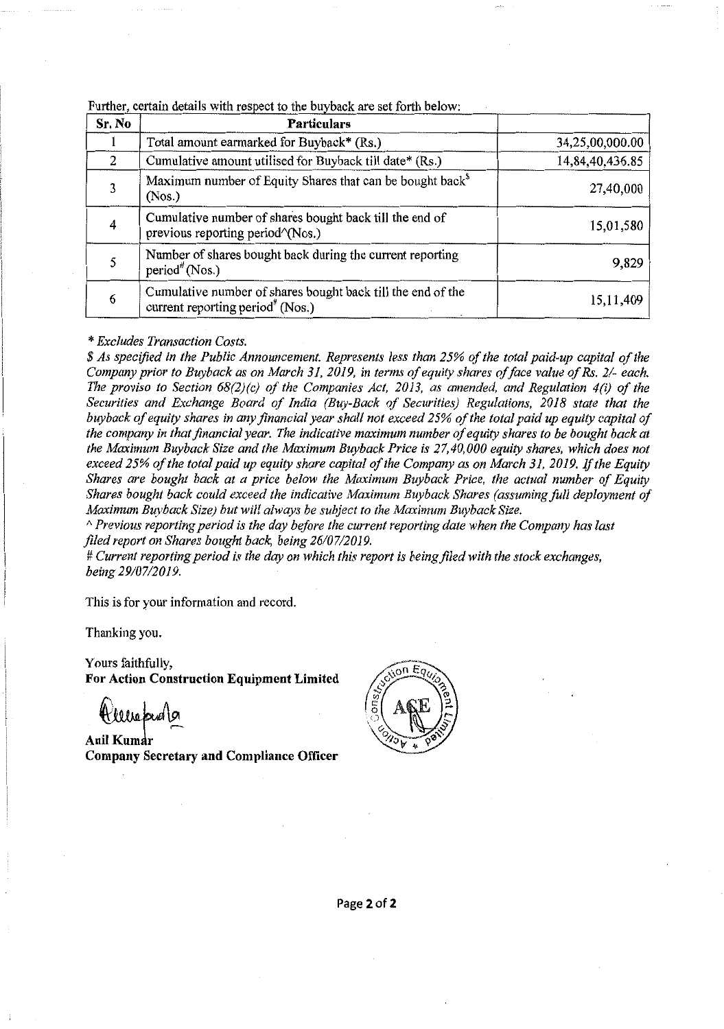Further, certain details with respect to the buyback are set forth below:

| Sr. No | Particulars | |
|---|---|---|
| 1 | Total amount earmarked for Buyback* (Rs.) | 34,25,00,000.00 |
| 2 | Cumulative amount utilised for Buyback till date* (Rs.) | 14,84,40,436.85 |
| 3 | Maximum number of Equity Shares that can be bought back$ (Nos.) | 27,40,000 |
| 4 | Cumulative number of shares bought back till the end of previous reporting period^(Nos.) | 15,01,580 |
| 5 | Number of shares bought back during the current reporting period# (Nos.) | 9,829 |
| 6 | Cumulative number of shares bought back till the end of the current reporting period# (Nos.) | 15,11,409 |

*\* Excludes Transaction Costs.*

*$ As specified in the Public Announcement. Represents less than 25% of the total paid-up capital of the Company prior to Buyback as on March 31, 2019, in terms of equity shares of face value of Rs. 2/- each. The proviso to Section 68(2)(c) of the Companies Act, 2013, as amended, and Regulation 4(i) of the Securities and Exchange Board of India (Buy-Back of Securities) Regulations, 2018 state that the buyback of equity shares in any financial year shall not exceed 25% of the total paid up equity capital of the company in that financial year. The indicative maximum number of equity shares to be bought back at the Maximum Buyback Size and the Maximum Buyback Price is 27,40,000 equity shares, which does not exceed 25% of the total paid up equity share capital of the Company as on March 31, 2019. If the Equity Shares are bought back at a price below the Maximum Buyback Price, the actual number of Equity Shares bought back could exceed the indicative Maximum Buyback Shares (assuming full deployment of Maximum Buyback Size) but will always be subject to the Maximum Buyback Size.*

*^ Previous reporting period is the day before the current reporting date when the Company has last filed report on Shares bought back, being 26/07/2019.*

*# Current reporting period is the day on which this report is being filed with the stock exchanges, being 29/07/2019.*

This is for your information and record.

Thanking you.

Yours faithfully,
**For Action Construction Equipment Limited**

**Anil Kumar**
**Company Secretary and Compliance Officer**